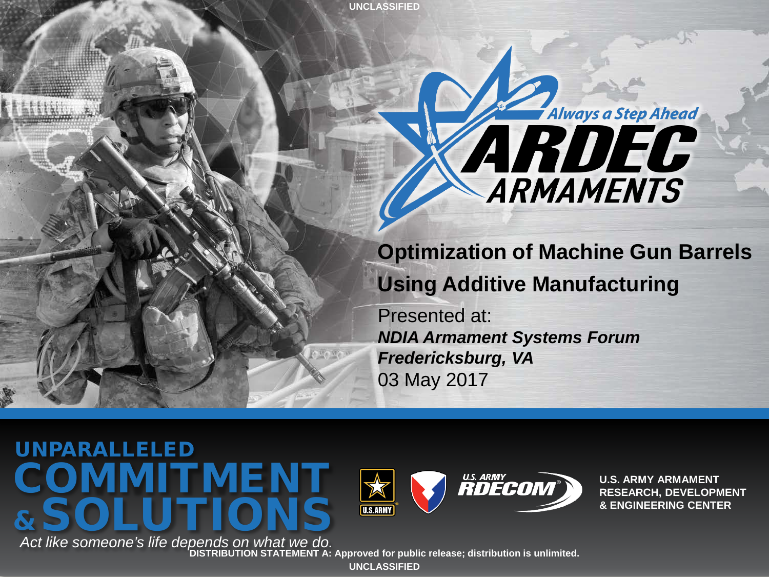UNCLASSIFIED

Always a Step Ahead

ARDEC ARMAMENTS

# Optimization of Machine Gun Barrels Using Additive Manufacturing

Presented at:
***NDIA Armament Systems Forum***
***Fredericksburg, VA***
03 May 2017

UNPARALLELED COMMITMENT & SOLUTIONS

*Act like someone's life depends on what we do.*

U.S. ARMY RDECOM

U.S. ARMY ARMAMENT RESEARCH, DEVELOPMENT & ENGINEERING CENTER

**DISTRIBUTION STATEMENT A: Approved for public release; distribution is unlimited.**

UNCLASSIFIED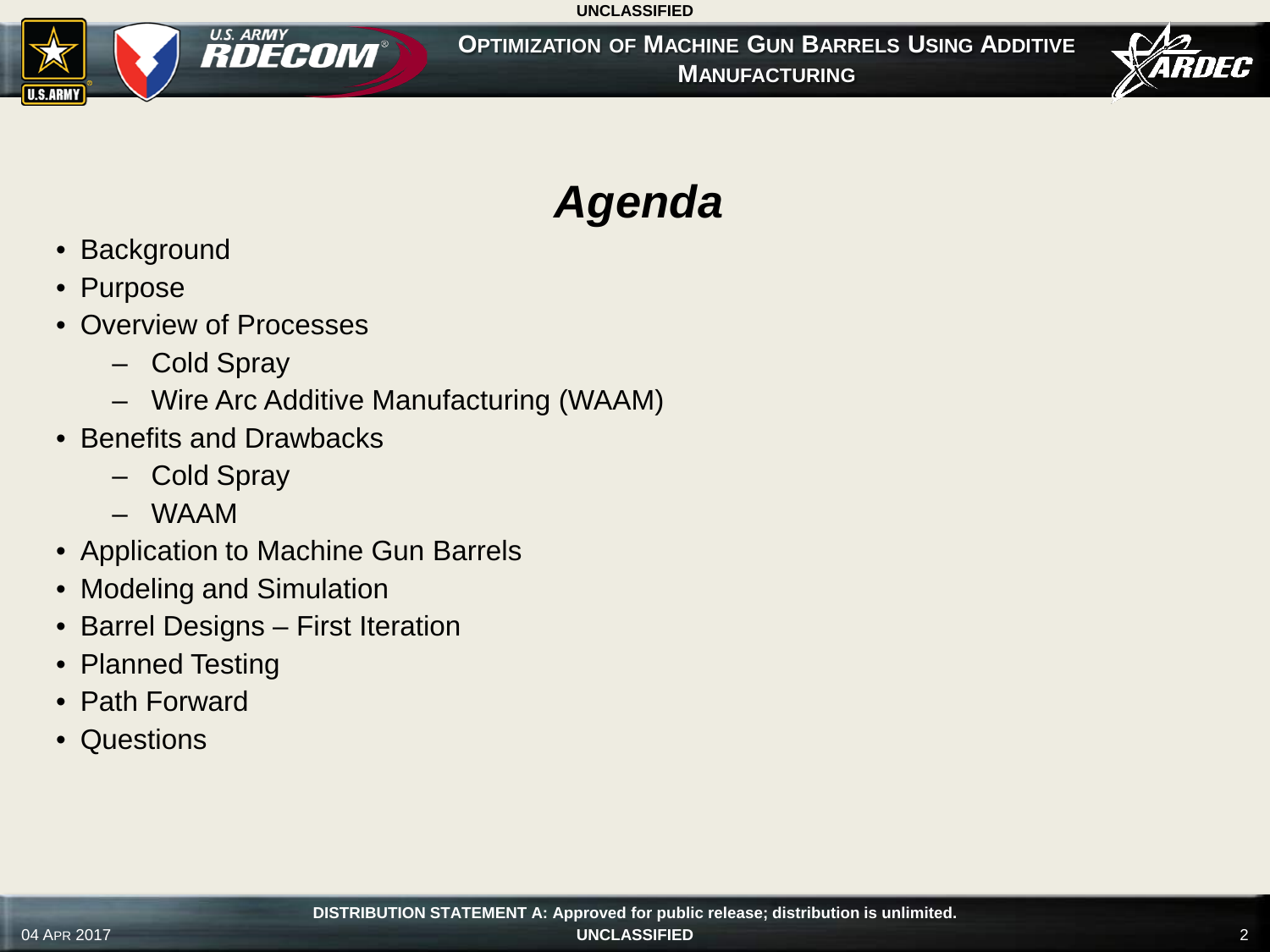# *Agenda*

- Background
- Purpose
- Overview of Processes
  - Cold Spray
  - Wire Arc Additive Manufacturing (WAAM)
- Benefits and Drawbacks
  - Cold Spray
  - WAAM
- Application to Machine Gun Barrels
- Modeling and Simulation
- Barrel Designs – First Iteration
- Planned Testing
- Path Forward
- Questions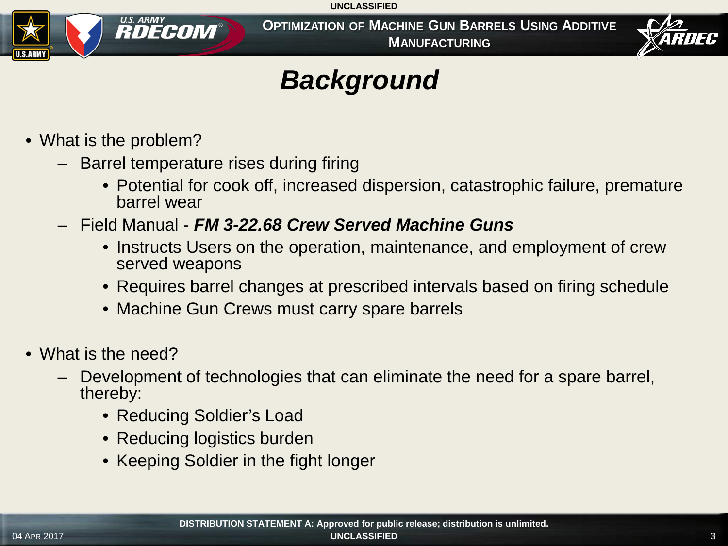# Background

- What is the problem?
  - Barrel temperature rises during firing
    - Potential for cook off, increased dispersion, catastrophic failure, premature barrel wear
  - Field Manual - ***FM 3-22.68 Crew Served Machine Guns***
    - Instructs Users on the operation, maintenance, and employment of crew served weapons
    - Requires barrel changes at prescribed intervals based on firing schedule
    - Machine Gun Crews must carry spare barrels

- What is the need?
  - Development of technologies that can eliminate the need for a spare barrel, thereby:
    - Reducing Soldier's Load
    - Reducing logistics burden
    - Keeping Soldier in the fight longer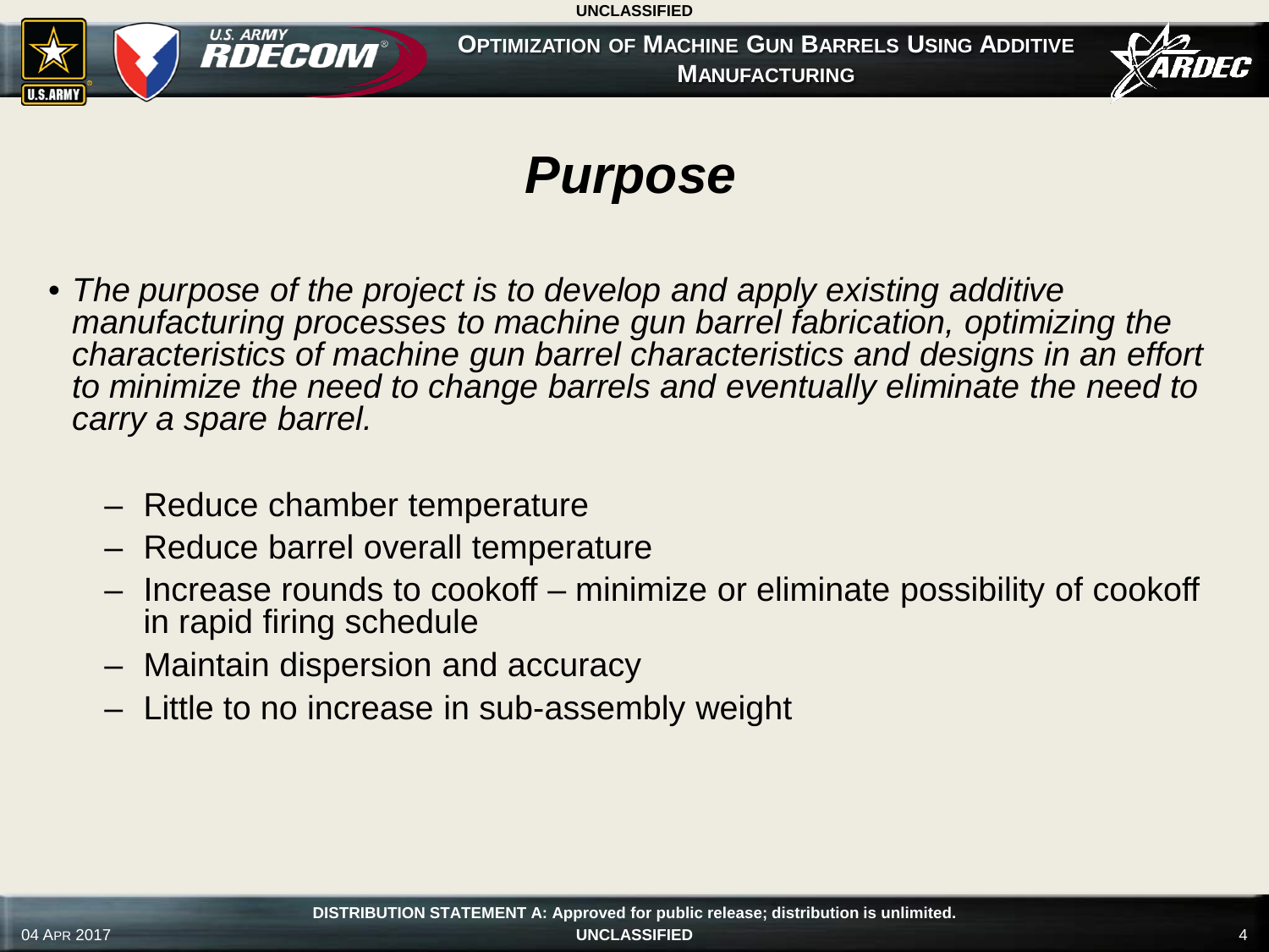# *Purpose*

- *The purpose of the project is to develop and apply existing additive manufacturing processes to machine gun barrel fabrication, optimizing the characteristics of machine gun barrel characteristics and designs in an effort to minimize the need to change barrels and eventually eliminate the need to carry a spare barrel.*
  - Reduce chamber temperature
  - Reduce barrel overall temperature
  - Increase rounds to cookoff – minimize or eliminate possibility of cookoff in rapid firing schedule
  - Maintain dispersion and accuracy
  - Little to no increase in sub-assembly weight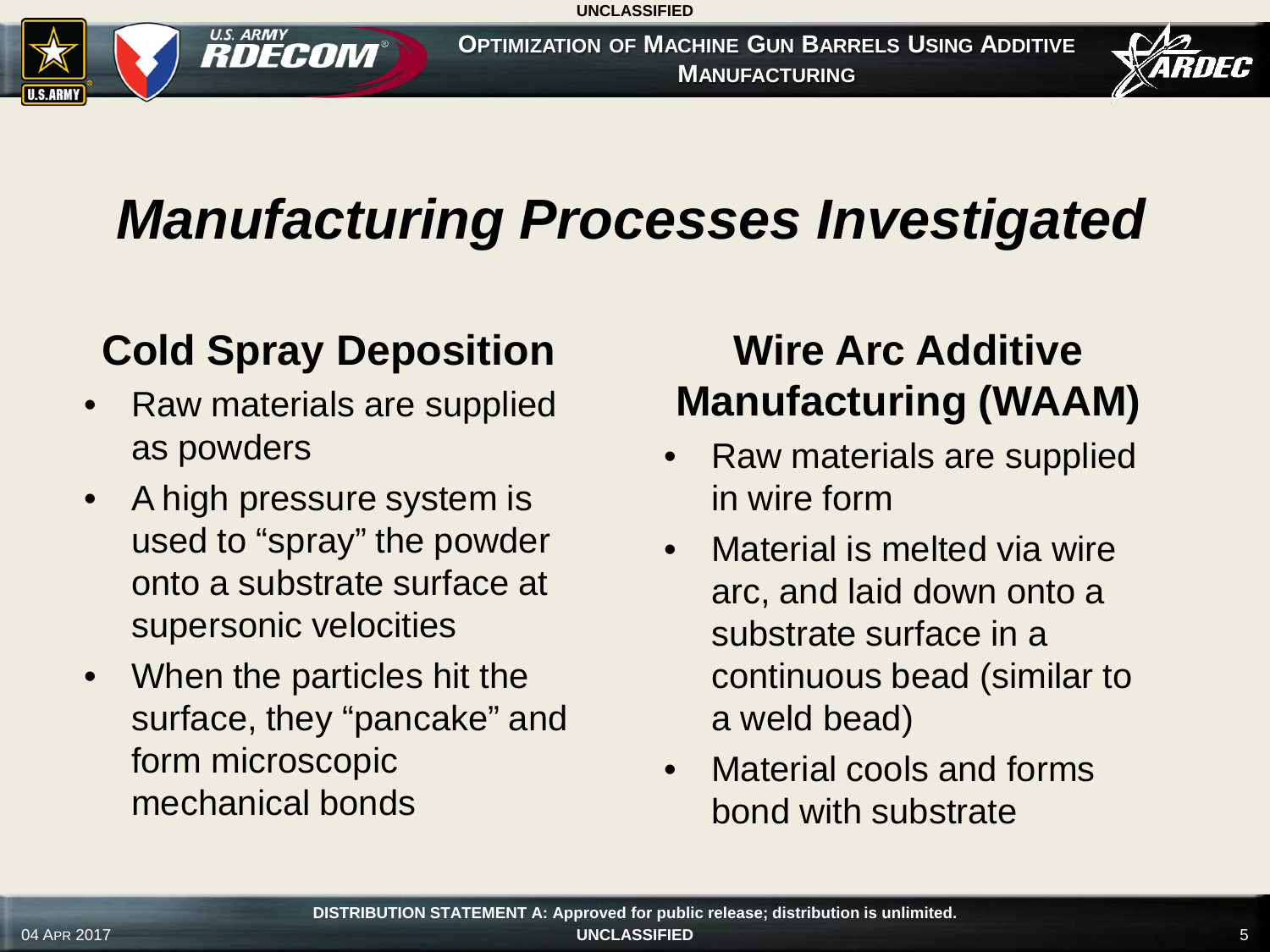# Manufacturing Processes Investigated

## Cold Spray Deposition

- Raw materials are supplied as powders
- A high pressure system is used to "spray" the powder onto a substrate surface at supersonic velocities
- When the particles hit the surface, they "pancake" and form microscopic mechanical bonds

## Wire Arc Additive Manufacturing (WAAM)

- Raw materials are supplied in wire form
- Material is melted via wire arc, and laid down onto a substrate surface in a continuous bead (similar to a weld bead)
- Material cools and forms bond with substrate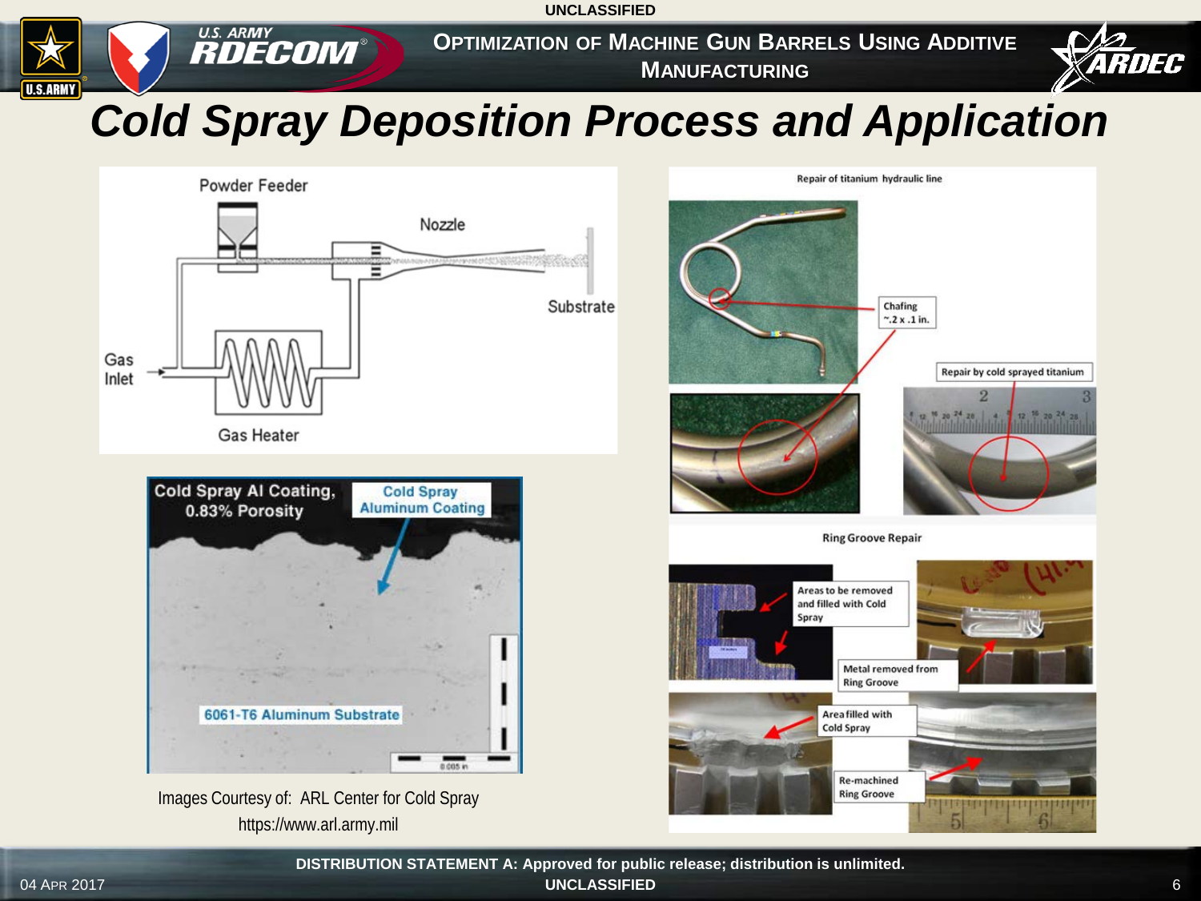# Cold Spray Deposition Process and Application

Powder Feeder

Nozzle

Substrate

Gas Inlet

Gas Heater

Cold Spray Al Coating, 0.83% Porosity

Cold Spray Aluminum Coating

6061-T6 Aluminum Substrate

Images Courtesy of: ARL Center for Cold Spray
https://www.arl.army.mil

Repair of titanium hydraulic line

Chafing ~.2 x .1 in.

Repair by cold sprayed titanium

Ring Groove Repair

Areas to be removed and filled with Cold Spray

Metal removed from Ring Groove

Area filled with Cold Spray

Re-machined Ring Groove

DISTRIBUTION STATEMENT A: Approved for public release; distribution is unlimited.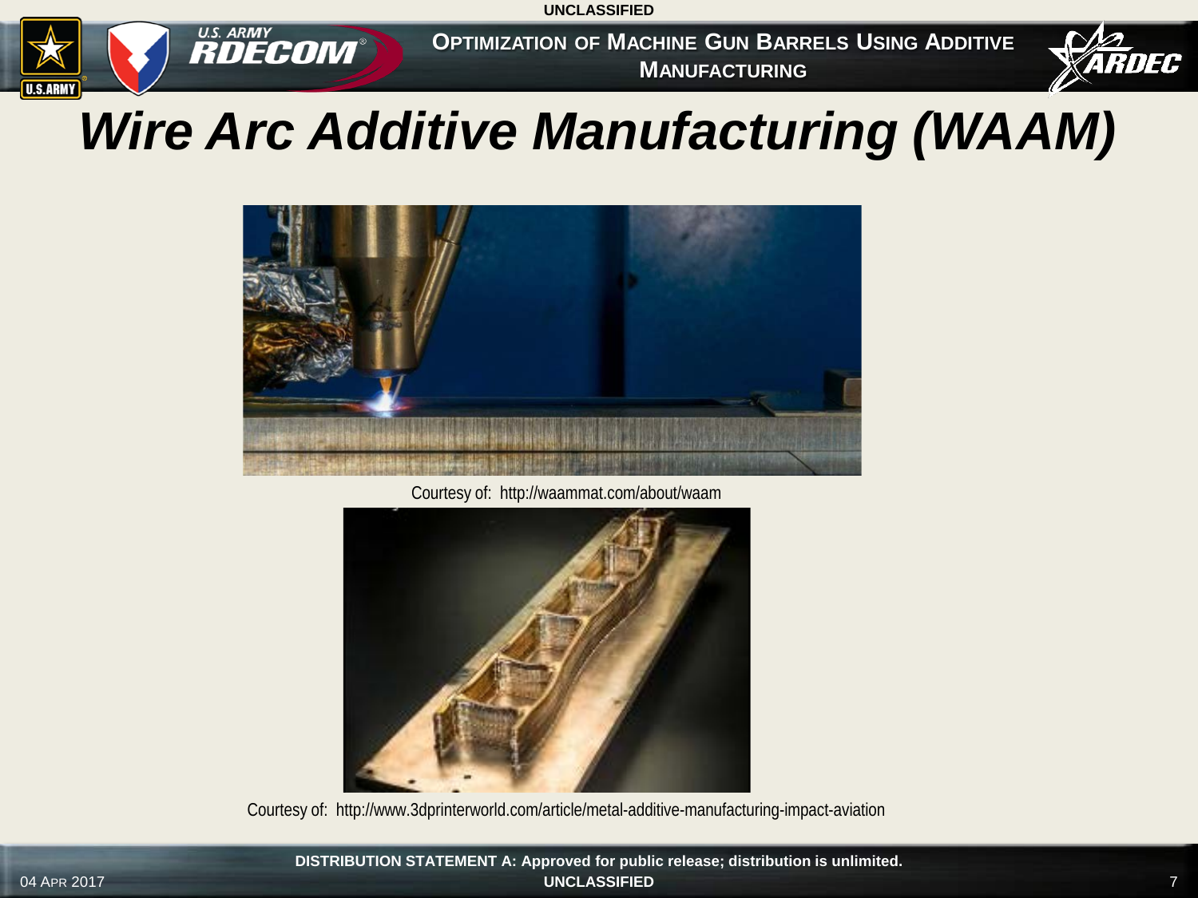# Wire Arc Additive Manufacturing (WAAM)

Courtesy of: http://waammat.com/about/waam

Courtesy of: http://www.3dprinterworld.com/article/metal-additive-manufacturing-impact-aviation

**DISTRIBUTION STATEMENT A: Approved for public release; distribution is unlimited.**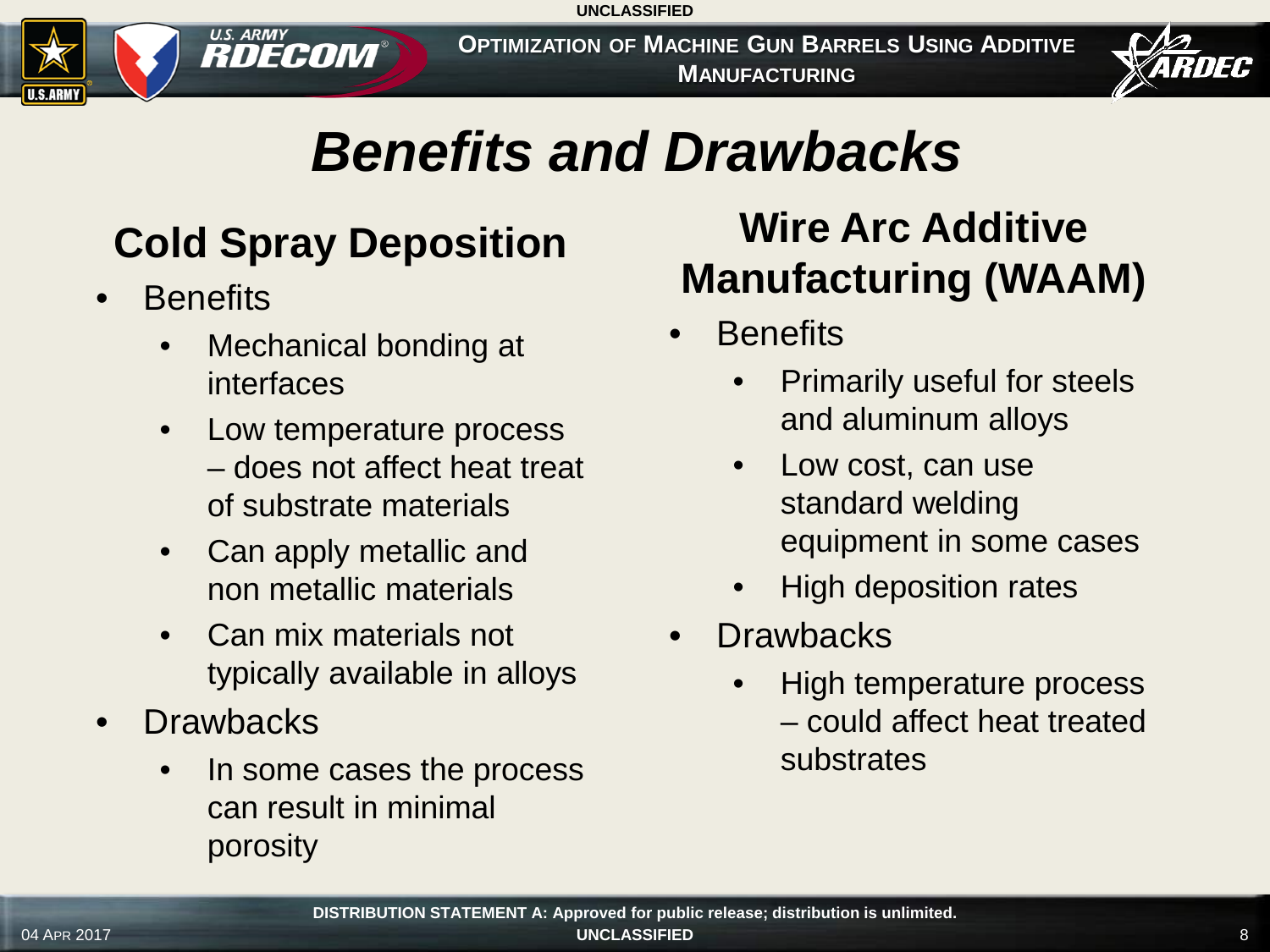# Benefits and Drawbacks

## Cold Spray Deposition

- Benefits
  - Mechanical bonding at interfaces
  - Low temperature process – does not affect heat treat of substrate materials
  - Can apply metallic and non metallic materials
  - Can mix materials not typically available in alloys
- Drawbacks
  - In some cases the process can result in minimal porosity

## Wire Arc Additive Manufacturing (WAAM)

- Benefits
  - Primarily useful for steels and aluminum alloys
  - Low cost, can use standard welding equipment in some cases
  - High deposition rates
- Drawbacks
  - High temperature process – could affect heat treated substrates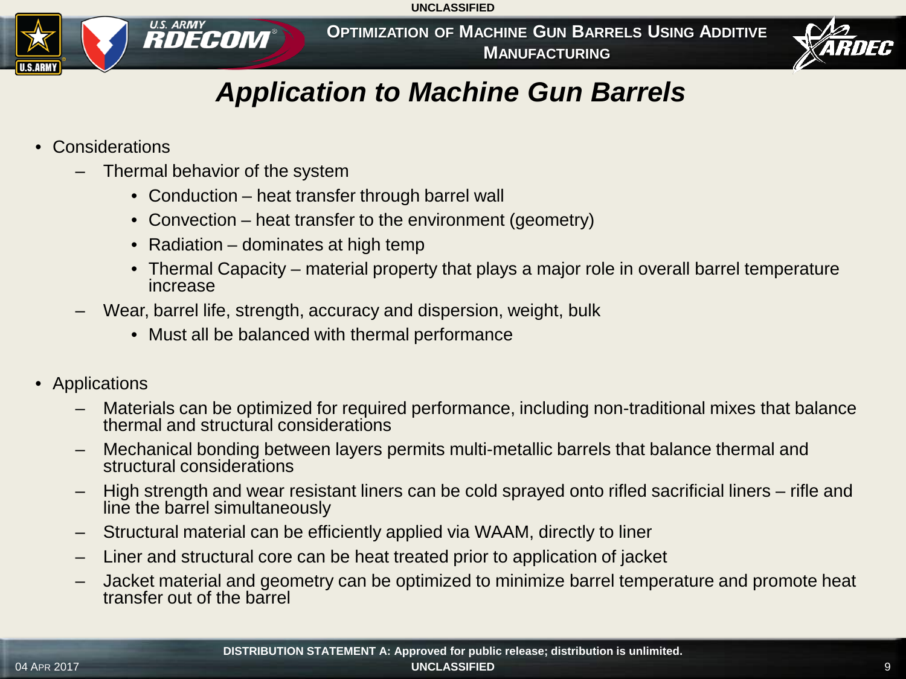# Application to Machine Gun Barrels

- Considerations
  - Thermal behavior of the system
    - Conduction – heat transfer through barrel wall
    - Convection – heat transfer to the environment (geometry)
    - Radiation – dominates at high temp
    - Thermal Capacity – material property that plays a major role in overall barrel temperature increase
  - Wear, barrel life, strength, accuracy and dispersion, weight, bulk
    - Must all be balanced with thermal performance

- Applications
  - Materials can be optimized for required performance, including non-traditional mixes that balance thermal and structural considerations
  - Mechanical bonding between layers permits multi-metallic barrels that balance thermal and structural considerations
  - High strength and wear resistant liners can be cold sprayed onto rifled sacrificial liners – rifle and line the barrel simultaneously
  - Structural material can be efficiently applied via WAAM, directly to liner
  - Liner and structural core can be heat treated prior to application of jacket
  - Jacket material and geometry can be optimized to minimize barrel temperature and promote heat transfer out of the barrel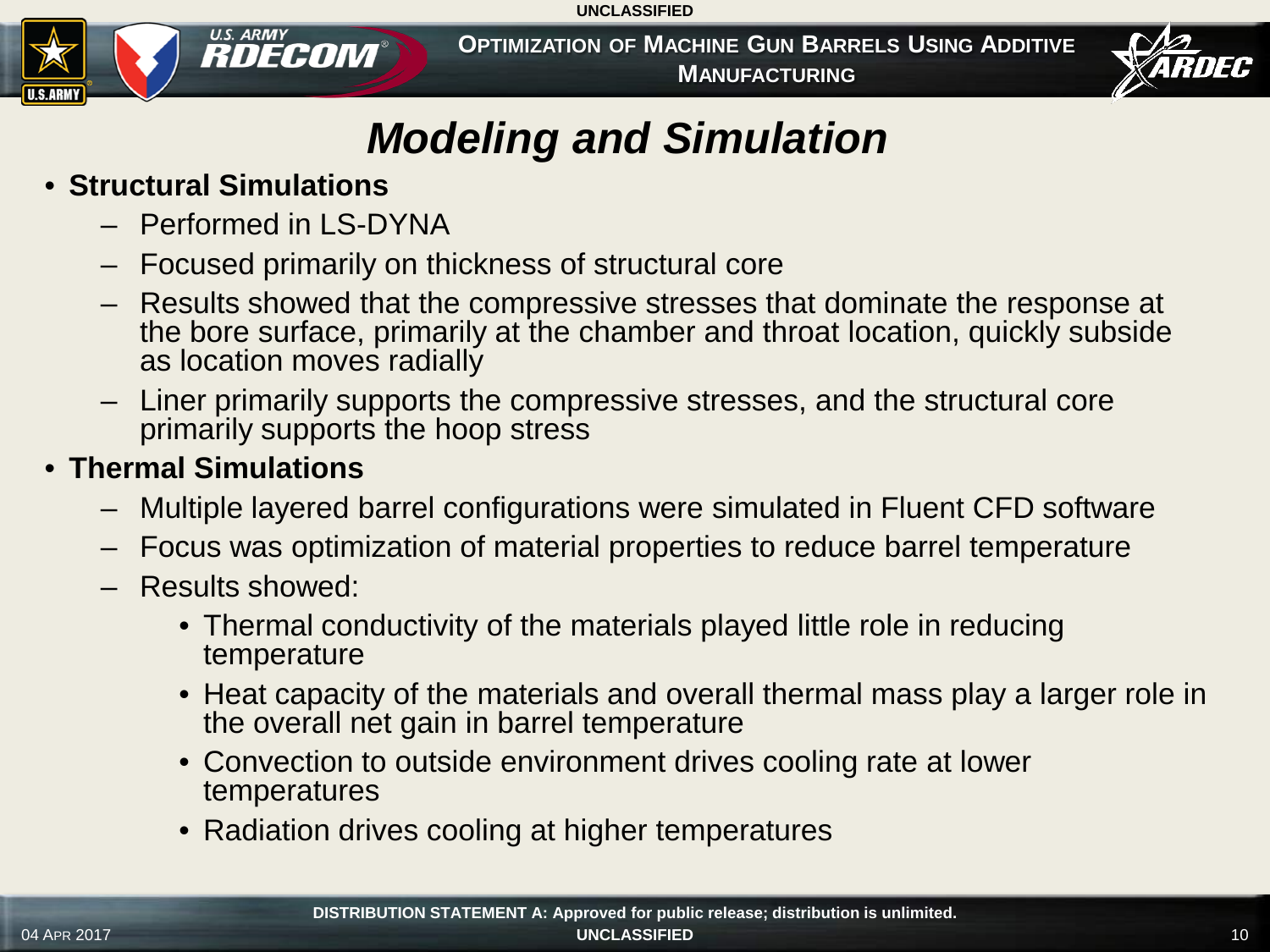# Modeling and Simulation

- **Structural Simulations**
  - Performed in LS-DYNA
  - Focused primarily on thickness of structural core
  - Results showed that the compressive stresses that dominate the response at the bore surface, primarily at the chamber and throat location, quickly subside as location moves radially
  - Liner primarily supports the compressive stresses, and the structural core primarily supports the hoop stress
- **Thermal Simulations**
  - Multiple layered barrel configurations were simulated in Fluent CFD software
  - Focus was optimization of material properties to reduce barrel temperature
  - Results showed:
    - Thermal conductivity of the materials played little role in reducing temperature
    - Heat capacity of the materials and overall thermal mass play a larger role in the overall net gain in barrel temperature
    - Convection to outside environment drives cooling rate at lower temperatures
    - Radiation drives cooling at higher temperatures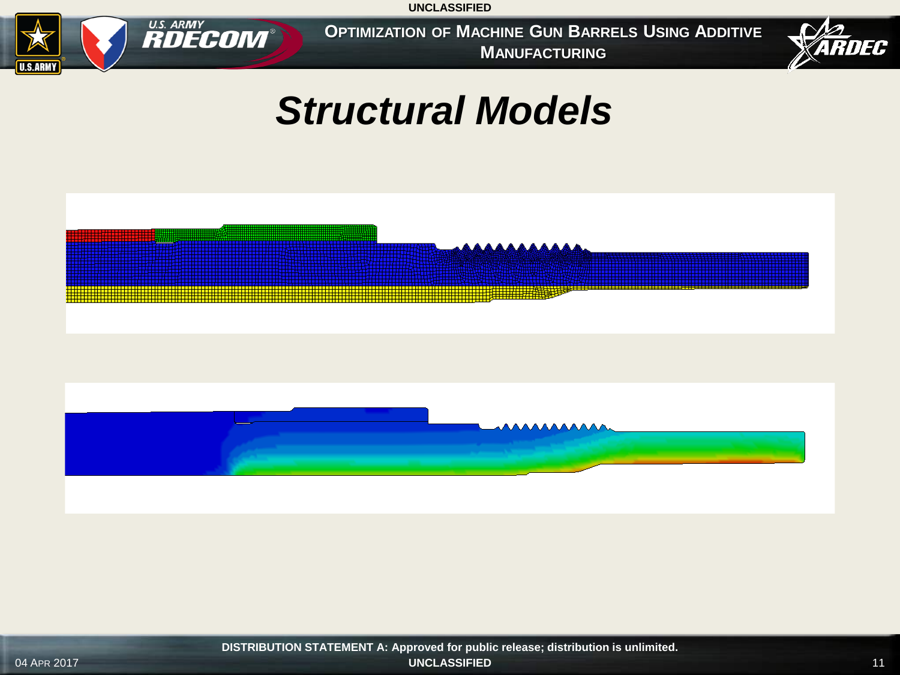# Structural Models

DISTRIBUTION STATEMENT A: Approved for public release; distribution is unlimited.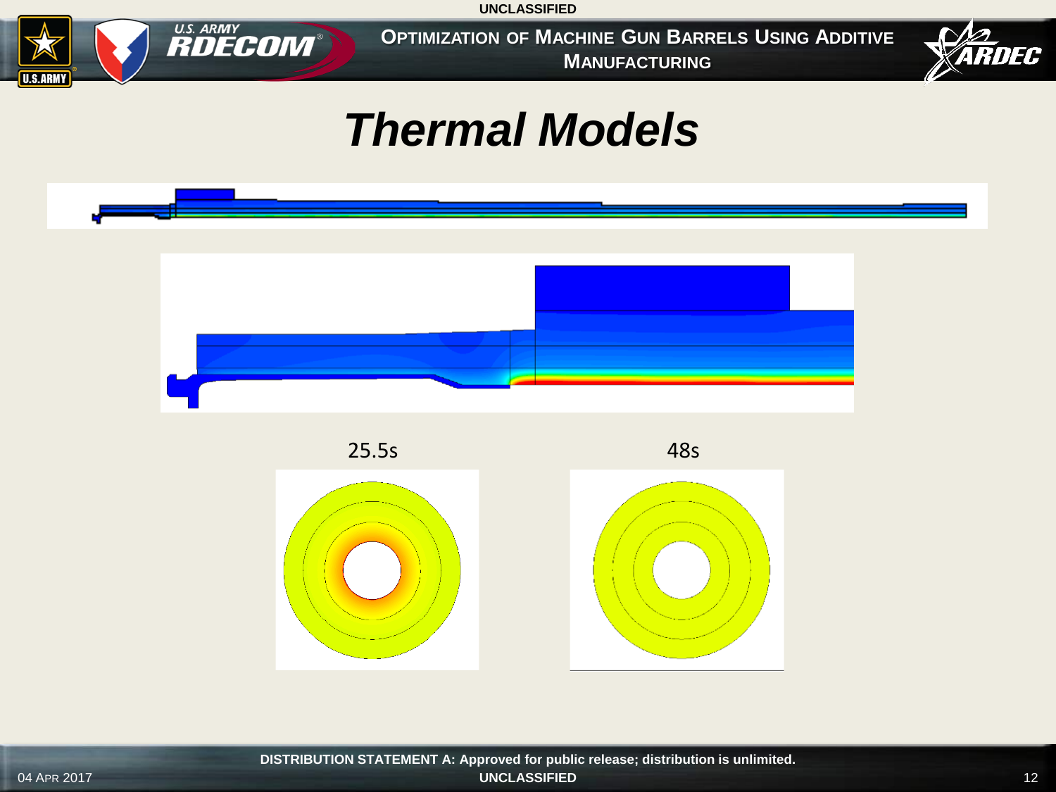# Thermal Models

25.5s

48s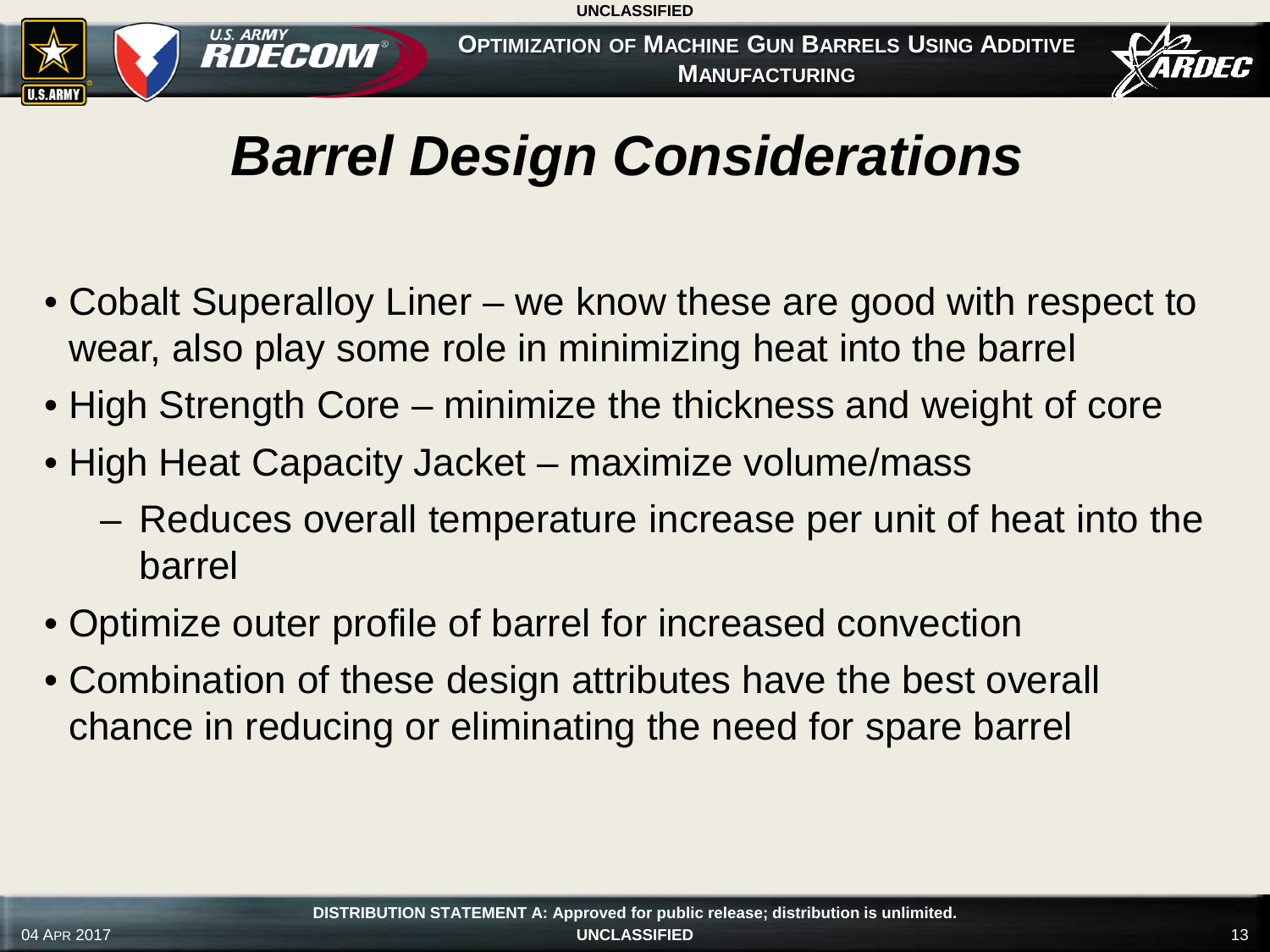# *Barrel Design Considerations*

- Cobalt Superalloy Liner – we know these are good with respect to wear, also play some role in minimizing heat into the barrel
- High Strength Core – minimize the thickness and weight of core
- High Heat Capacity Jacket – maximize volume/mass
  - Reduces overall temperature increase per unit of heat into the barrel
- Optimize outer profile of barrel for increased convection
- Combination of these design attributes have the best overall chance in reducing or eliminating the need for spare barrel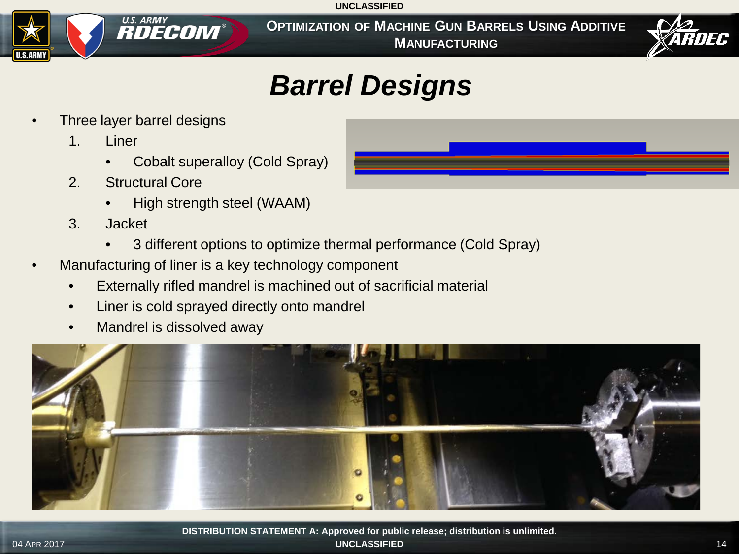# Barrel Designs

- Three layer barrel designs
  1. Liner
     - Cobalt superalloy (Cold Spray)
  2. Structural Core
     - High strength steel (WAAM)
  3. Jacket
     - 3 different options to optimize thermal performance (Cold Spray)
- Manufacturing of liner is a key technology component
  - Externally rifled mandrel is machined out of sacrificial material
  - Liner is cold sprayed directly onto mandrel
  - Mandrel is dissolved away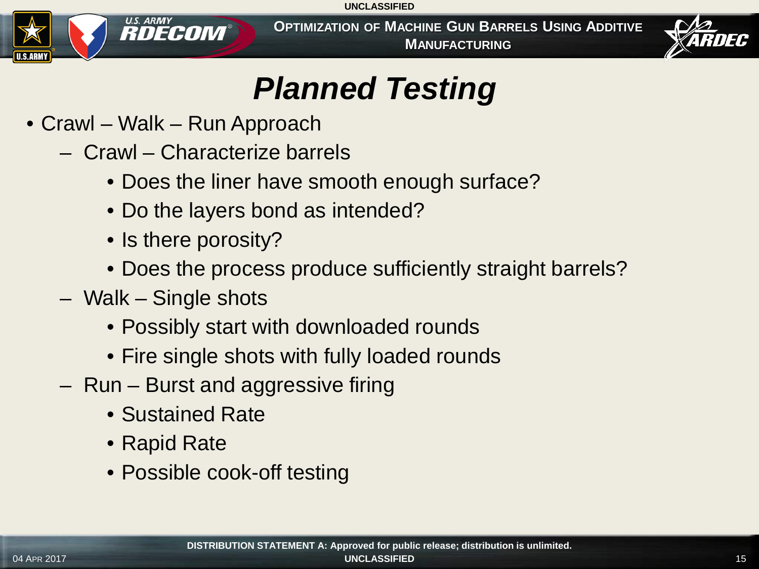# Planned Testing

- Crawl – Walk – Run Approach
  - Crawl – Characterize barrels
    - Does the liner have smooth enough surface?
    - Do the layers bond as intended?
    - Is there porosity?
    - Does the process produce sufficiently straight barrels?
  - Walk – Single shots
    - Possibly start with downloaded rounds
    - Fire single shots with fully loaded rounds
  - Run – Burst and aggressive firing
    - Sustained Rate
    - Rapid Rate
    - Possible cook-off testing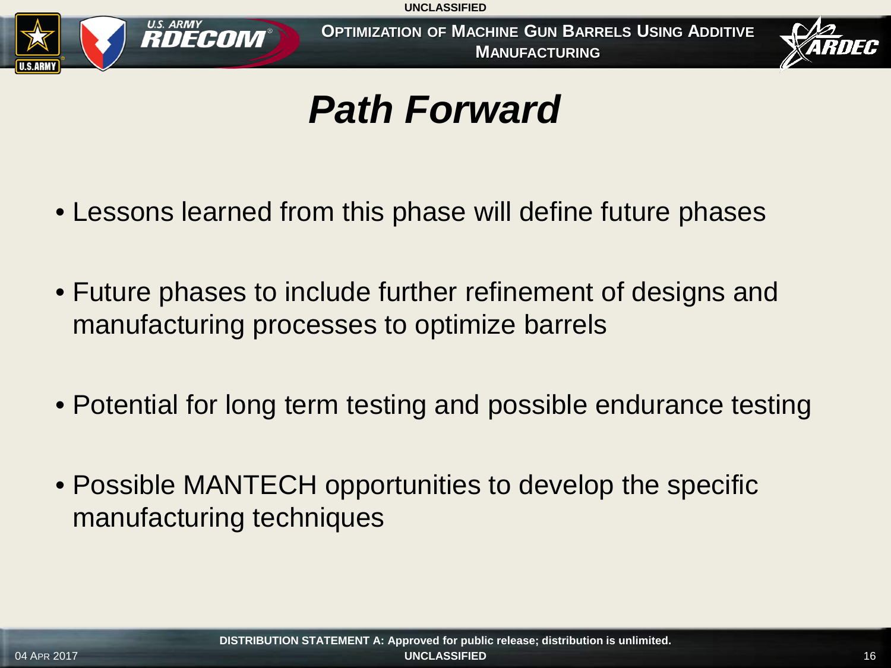# Path Forward

- Lessons learned from this phase will define future phases
- Future phases to include further refinement of designs and manufacturing processes to optimize barrels
- Potential for long term testing and possible endurance testing
- Possible MANTECH opportunities to develop the specific manufacturing techniques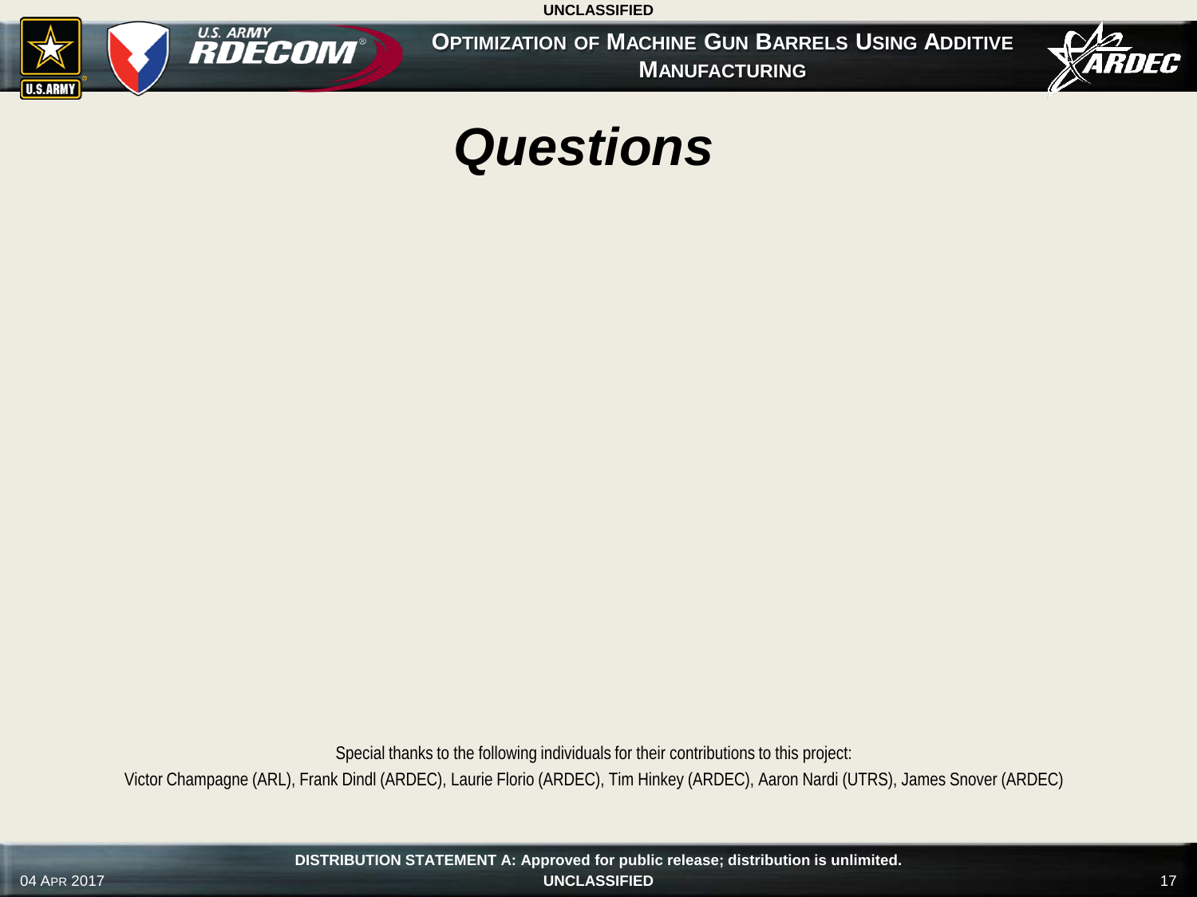# Questions

Special thanks to the following individuals for their contributions to this project:

Victor Champagne (ARL), Frank Dindl (ARDEC), Laurie Florio (ARDEC), Tim Hinkey (ARDEC), Aaron Nardi (UTRS), James Snover (ARDEC)

DISTRIBUTION STATEMENT A: Approved for public release; distribution is unlimited.